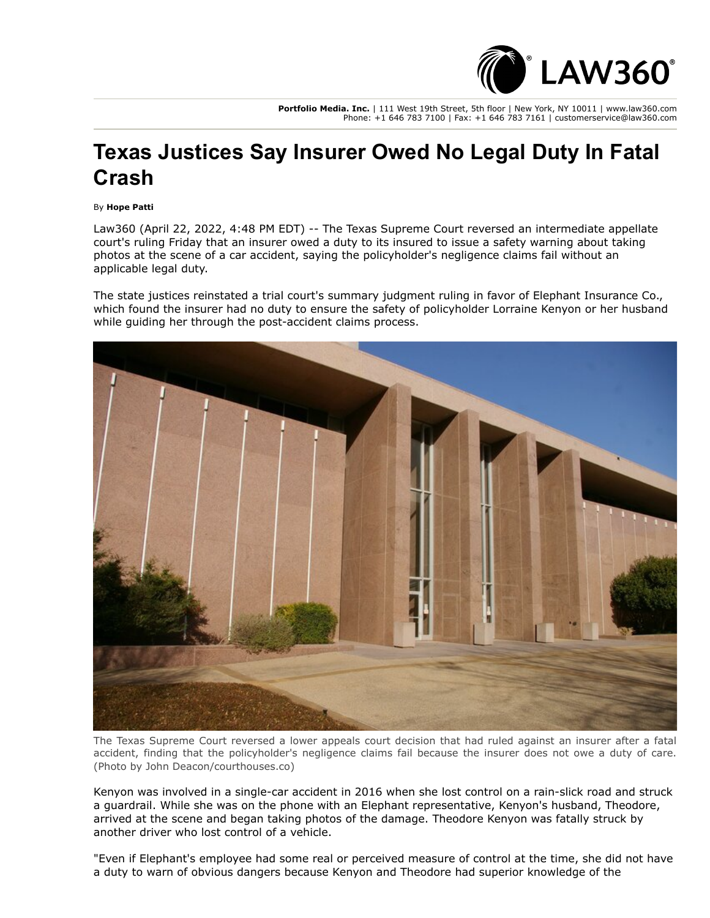Portfolio Media. Inc. | 111 West 19th Street, 5th floor | New York, NY 10011 | www.law360.com
Phone: +1 646 783 7100 | Fax: +1 646 783 7161 | customerservice@law360.com

# Texas Justices Say Insurer Owed No Legal Duty In Fatal Crash

By **Hope Patti**

Law360 (April 22, 2022, 4:48 PM EDT) -- The Texas Supreme Court reversed an intermediate appellate court's ruling Friday that an insurer owed a duty to its insured to issue a safety warning about taking photos at the scene of a car accident, saying the policyholder's negligence claims fail without an applicable legal duty.

The state justices reinstated a trial court's summary judgment ruling in favor of Elephant Insurance Co., which found the insurer had no duty to ensure the safety of policyholder Lorraine Kenyon or her husband while guiding her through the post-accident claims process.

The Texas Supreme Court reversed a lower appeals court decision that had ruled against an insurer after a fatal accident, finding that the policyholder's negligence claims fail because the insurer does not owe a duty of care. (Photo by John Deacon/courthouses.co)

Kenyon was involved in a single-car accident in 2016 when she lost control on a rain-slick road and struck a guardrail. While she was on the phone with an Elephant representative, Kenyon's husband, Theodore, arrived at the scene and began taking photos of the damage. Theodore Kenyon was fatally struck by another driver who lost control of a vehicle.

"Even if Elephant's employee had some real or perceived measure of control at the time, she did not have a duty to warn of obvious dangers because Kenyon and Theodore had superior knowledge of the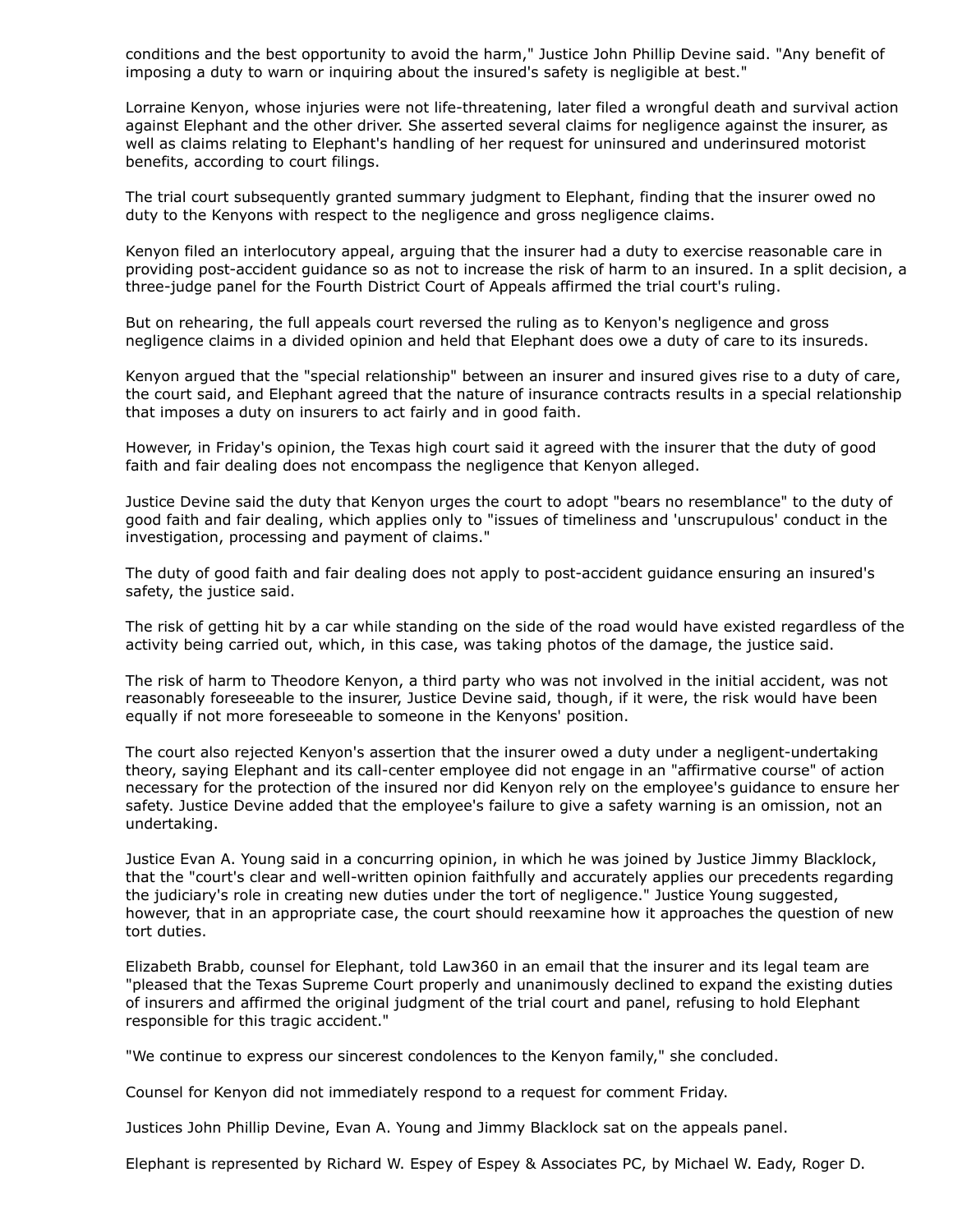conditions and the best opportunity to avoid the harm," Justice John Phillip Devine said. "Any benefit of imposing a duty to warn or inquiring about the insured's safety is negligible at best."

Lorraine Kenyon, whose injuries were not life-threatening, later filed a wrongful death and survival action against Elephant and the other driver. She asserted several claims for negligence against the insurer, as well as claims relating to Elephant's handling of her request for uninsured and underinsured motorist benefits, according to court filings.

The trial court subsequently granted summary judgment to Elephant, finding that the insurer owed no duty to the Kenyons with respect to the negligence and gross negligence claims.

Kenyon filed an interlocutory appeal, arguing that the insurer had a duty to exercise reasonable care in providing post-accident guidance so as not to increase the risk of harm to an insured. In a split decision, a three-judge panel for the Fourth District Court of Appeals affirmed the trial court's ruling.

But on rehearing, the full appeals court reversed the ruling as to Kenyon's negligence and gross negligence claims in a divided opinion and held that Elephant does owe a duty of care to its insureds.

Kenyon argued that the "special relationship" between an insurer and insured gives rise to a duty of care, the court said, and Elephant agreed that the nature of insurance contracts results in a special relationship that imposes a duty on insurers to act fairly and in good faith.

However, in Friday's opinion, the Texas high court said it agreed with the insurer that the duty of good faith and fair dealing does not encompass the negligence that Kenyon alleged.

Justice Devine said the duty that Kenyon urges the court to adopt "bears no resemblance" to the duty of good faith and fair dealing, which applies only to "issues of timeliness and 'unscrupulous' conduct in the investigation, processing and payment of claims."

The duty of good faith and fair dealing does not apply to post-accident guidance ensuring an insured's safety, the justice said.

The risk of getting hit by a car while standing on the side of the road would have existed regardless of the activity being carried out, which, in this case, was taking photos of the damage, the justice said.

The risk of harm to Theodore Kenyon, a third party who was not involved in the initial accident, was not reasonably foreseeable to the insurer, Justice Devine said, though, if it were, the risk would have been equally if not more foreseeable to someone in the Kenyons' position.

The court also rejected Kenyon's assertion that the insurer owed a duty under a negligent-undertaking theory, saying Elephant and its call-center employee did not engage in an "affirmative course" of action necessary for the protection of the insured nor did Kenyon rely on the employee's guidance to ensure her safety. Justice Devine added that the employee's failure to give a safety warning is an omission, not an undertaking.

Justice Evan A. Young said in a concurring opinion, in which he was joined by Justice Jimmy Blacklock, that the "court's clear and well-written opinion faithfully and accurately applies our precedents regarding the judiciary's role in creating new duties under the tort of negligence." Justice Young suggested, however, that in an appropriate case, the court should reexamine how it approaches the question of new tort duties.

Elizabeth Brabb, counsel for Elephant, told Law360 in an email that the insurer and its legal team are "pleased that the Texas Supreme Court properly and unanimously declined to expand the existing duties of insurers and affirmed the original judgment of the trial court and panel, refusing to hold Elephant responsible for this tragic accident."

"We continue to express our sincerest condolences to the Kenyon family," she concluded.

Counsel for Kenyon did not immediately respond to a request for comment Friday.

Justices John Phillip Devine, Evan A. Young and Jimmy Blacklock sat on the appeals panel.

Elephant is represented by Richard W. Espey of Espey & Associates PC, by Michael W. Eady, Roger D.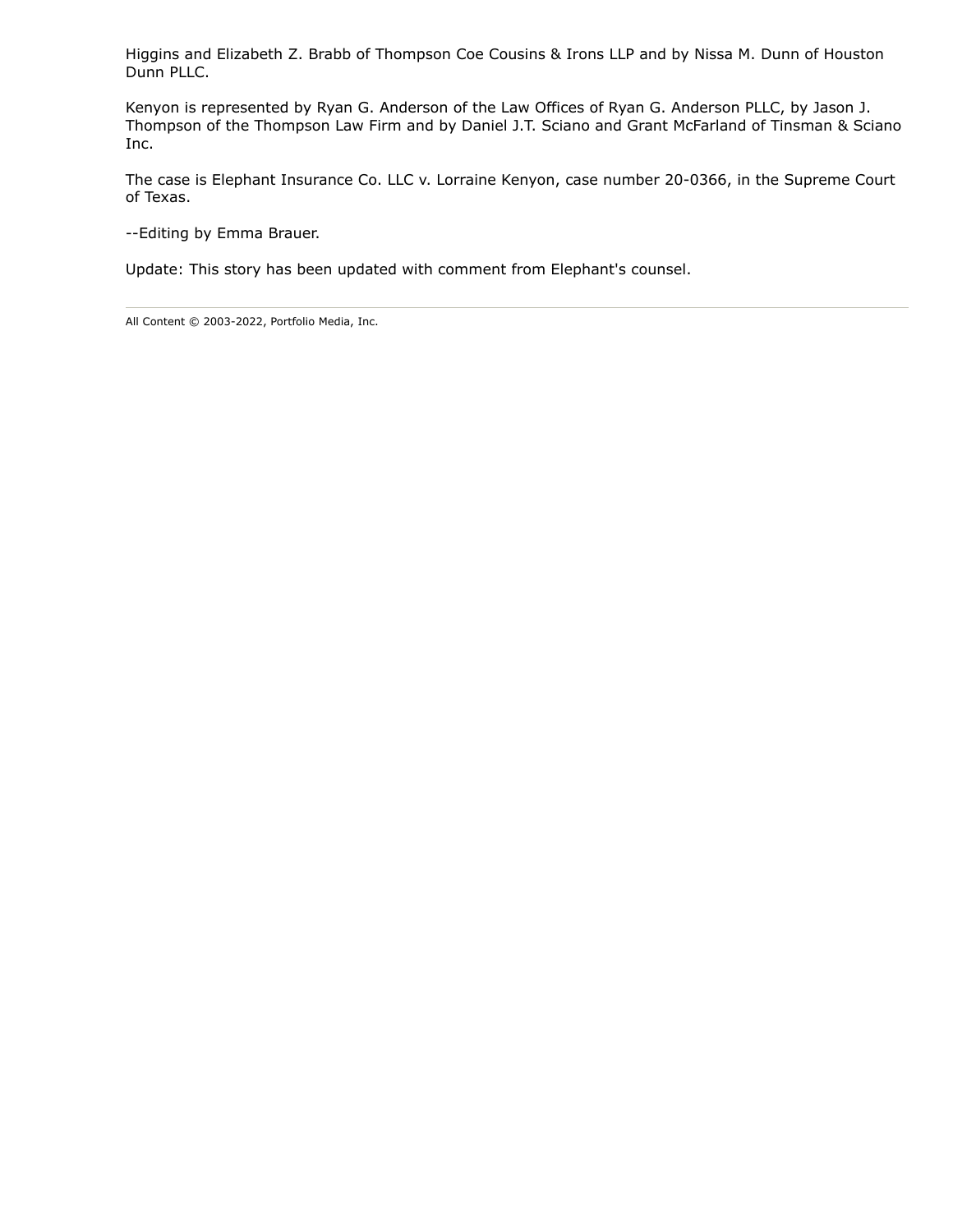Higgins and Elizabeth Z. Brabb of Thompson Coe Cousins & Irons LLP and by Nissa M. Dunn of Houston Dunn PLLC.

Kenyon is represented by Ryan G. Anderson of the Law Offices of Ryan G. Anderson PLLC, by Jason J. Thompson of the Thompson Law Firm and by Daniel J.T. Sciano and Grant McFarland of Tinsman & Sciano Inc.

The case is Elephant Insurance Co. LLC v. Lorraine Kenyon, case number 20-0366, in the Supreme Court of Texas.

--Editing by Emma Brauer.

Update: This story has been updated with comment from Elephant's counsel.

---

All Content © 2003-2022, Portfolio Media, Inc.